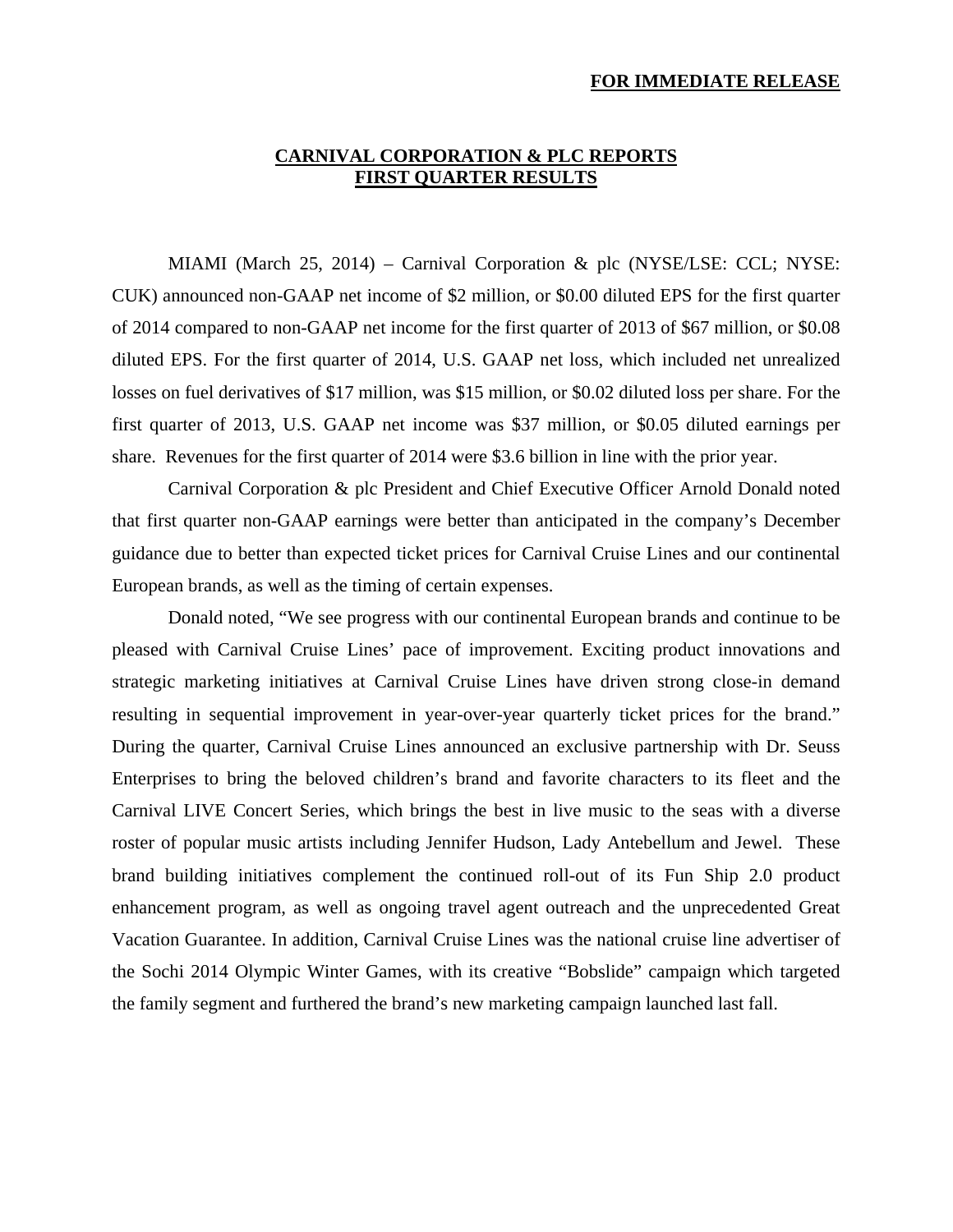**FOR IMMEDIATE RELEASE**

# CARNIVAL CORPORATION & PLC REPORTS FIRST QUARTER RESULTS

MIAMI (March 25, 2014) – Carnival Corporation & plc (NYSE/LSE: CCL; NYSE: CUK) announced non-GAAP net income of $2 million, or $0.00 diluted EPS for the first quarter of 2014 compared to non-GAAP net income for the first quarter of 2013 of $67 million, or $0.08 diluted EPS. For the first quarter of 2014, U.S. GAAP net loss, which included net unrealized losses on fuel derivatives of $17 million, was $15 million, or $0.02 diluted loss per share. For the first quarter of 2013, U.S. GAAP net income was $37 million, or $0.05 diluted earnings per share. Revenues for the first quarter of 2014 were $3.6 billion in line with the prior year.

Carnival Corporation & plc President and Chief Executive Officer Arnold Donald noted that first quarter non-GAAP earnings were better than anticipated in the company's December guidance due to better than expected ticket prices for Carnival Cruise Lines and our continental European brands, as well as the timing of certain expenses.

Donald noted, "We see progress with our continental European brands and continue to be pleased with Carnival Cruise Lines' pace of improvement. Exciting product innovations and strategic marketing initiatives at Carnival Cruise Lines have driven strong close-in demand resulting in sequential improvement in year-over-year quarterly ticket prices for the brand." During the quarter, Carnival Cruise Lines announced an exclusive partnership with Dr. Seuss Enterprises to bring the beloved children's brand and favorite characters to its fleet and the Carnival LIVE Concert Series, which brings the best in live music to the seas with a diverse roster of popular music artists including Jennifer Hudson, Lady Antebellum and Jewel. These brand building initiatives complement the continued roll-out of its Fun Ship 2.0 product enhancement program, as well as ongoing travel agent outreach and the unprecedented Great Vacation Guarantee. In addition, Carnival Cruise Lines was the national cruise line advertiser of the Sochi 2014 Olympic Winter Games, with its creative "Bobslide" campaign which targeted the family segment and furthered the brand's new marketing campaign launched last fall.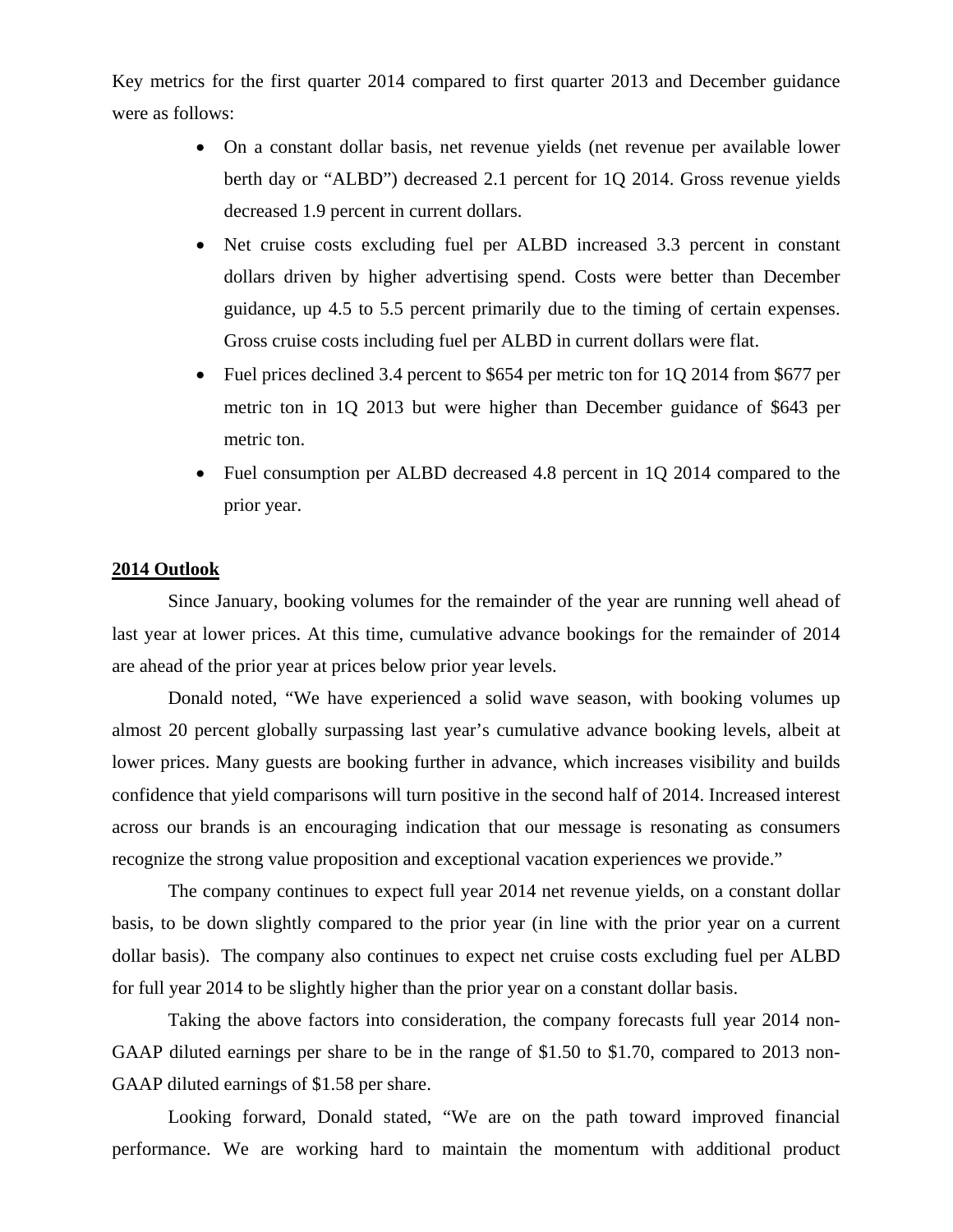Key metrics for the first quarter 2014 compared to first quarter 2013 and December guidance were as follows:

- On a constant dollar basis, net revenue yields (net revenue per available lower berth day or "ALBD") decreased 2.1 percent for 1Q 2014. Gross revenue yields decreased 1.9 percent in current dollars.
- Net cruise costs excluding fuel per ALBD increased 3.3 percent in constant dollars driven by higher advertising spend. Costs were better than December guidance, up 4.5 to 5.5 percent primarily due to the timing of certain expenses. Gross cruise costs including fuel per ALBD in current dollars were flat.
- Fuel prices declined 3.4 percent to $654 per metric ton for 1Q 2014 from $677 per metric ton in 1Q 2013 but were higher than December guidance of $643 per metric ton.
- Fuel consumption per ALBD decreased 4.8 percent in 1Q 2014 compared to the prior year.

**2014 Outlook**

Since January, booking volumes for the remainder of the year are running well ahead of last year at lower prices. At this time, cumulative advance bookings for the remainder of 2014 are ahead of the prior year at prices below prior year levels.

Donald noted, "We have experienced a solid wave season, with booking volumes up almost 20 percent globally surpassing last year's cumulative advance booking levels, albeit at lower prices. Many guests are booking further in advance, which increases visibility and builds confidence that yield comparisons will turn positive in the second half of 2014. Increased interest across our brands is an encouraging indication that our message is resonating as consumers recognize the strong value proposition and exceptional vacation experiences we provide."

The company continues to expect full year 2014 net revenue yields, on a constant dollar basis, to be down slightly compared to the prior year (in line with the prior year on a current dollar basis). The company also continues to expect net cruise costs excluding fuel per ALBD for full year 2014 to be slightly higher than the prior year on a constant dollar basis.

Taking the above factors into consideration, the company forecasts full year 2014 non-GAAP diluted earnings per share to be in the range of $1.50 to $1.70, compared to 2013 non-GAAP diluted earnings of $1.58 per share.

Looking forward, Donald stated, "We are on the path toward improved financial performance. We are working hard to maintain the momentum with additional product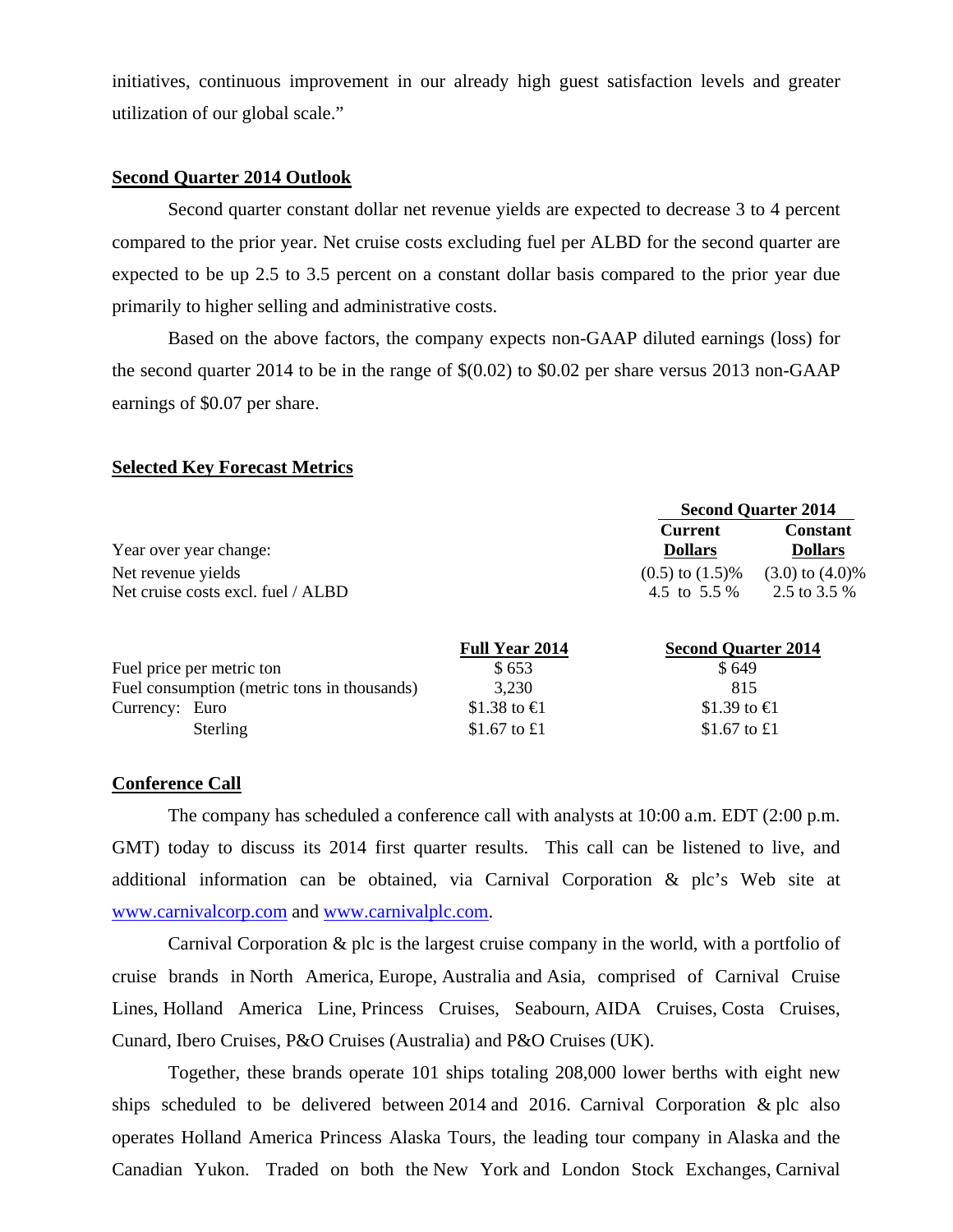initiatives, continuous improvement in our already high guest satisfaction levels and greater utilization of our global scale."

**Second Quarter 2014 Outlook**

Second quarter constant dollar net revenue yields are expected to decrease 3 to 4 percent compared to the prior year. Net cruise costs excluding fuel per ALBD for the second quarter are expected to be up 2.5 to 3.5 percent on a constant dollar basis compared to the prior year due primarily to higher selling and administrative costs.

Based on the above factors, the company expects non-GAAP diluted earnings (loss) for the second quarter 2014 to be in the range of $(0.02) to $0.02 per share versus 2013 non-GAAP earnings of $0.07 per share.

**Selected Key Forecast Metrics**

| | Second Quarter 2014 | |
|---|---|---|
| Year over year change: | Current Dollars | Constant Dollars |
| Net revenue yields | (0.5) to (1.5)% | (3.0) to (4.0)% |
| Net cruise costs excl. fuel / ALBD | 4.5 to 5.5 % | 2.5 to 3.5 % |

| | Full Year 2014 | Second Quarter 2014 |
|---|---|---|
| Fuel price per metric ton | $ 653 | $ 649 |
| Fuel consumption (metric tons in thousands) | 3,230 | 815 |
| Currency: Euro | $1.38 to €1 | $1.39 to €1 |
| Sterling | $1.67 to £1 | $1.67 to £1 |

**Conference Call**

The company has scheduled a conference call with analysts at 10:00 a.m. EDT (2:00 p.m. GMT) today to discuss its 2014 first quarter results. This call can be listened to live, and additional information can be obtained, via Carnival Corporation & plc's Web site at www.carnivalcorp.com and www.carnivalplc.com.

Carnival Corporation & plc is the largest cruise company in the world, with a portfolio of cruise brands in North America, Europe, Australia and Asia, comprised of Carnival Cruise Lines, Holland America Line, Princess Cruises, Seabourn, AIDA Cruises, Costa Cruises, Cunard, Ibero Cruises, P&O Cruises (Australia) and P&O Cruises (UK).

Together, these brands operate 101 ships totaling 208,000 lower berths with eight new ships scheduled to be delivered between 2014 and 2016. Carnival Corporation & plc also operates Holland America Princess Alaska Tours, the leading tour company in Alaska and the Canadian Yukon. Traded on both the New York and London Stock Exchanges, Carnival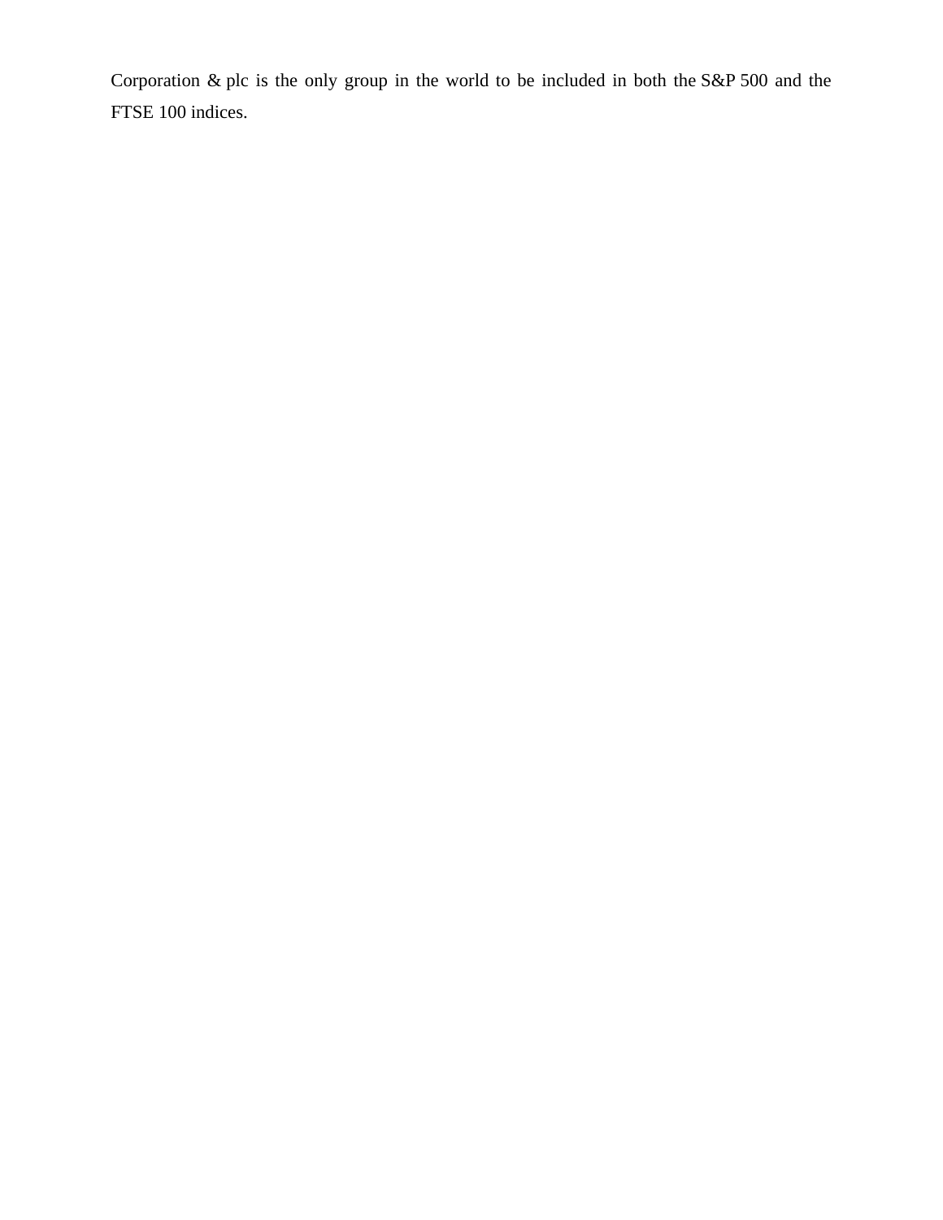Corporation & plc is the only group in the world to be included in both the S&P 500 and the FTSE 100 indices.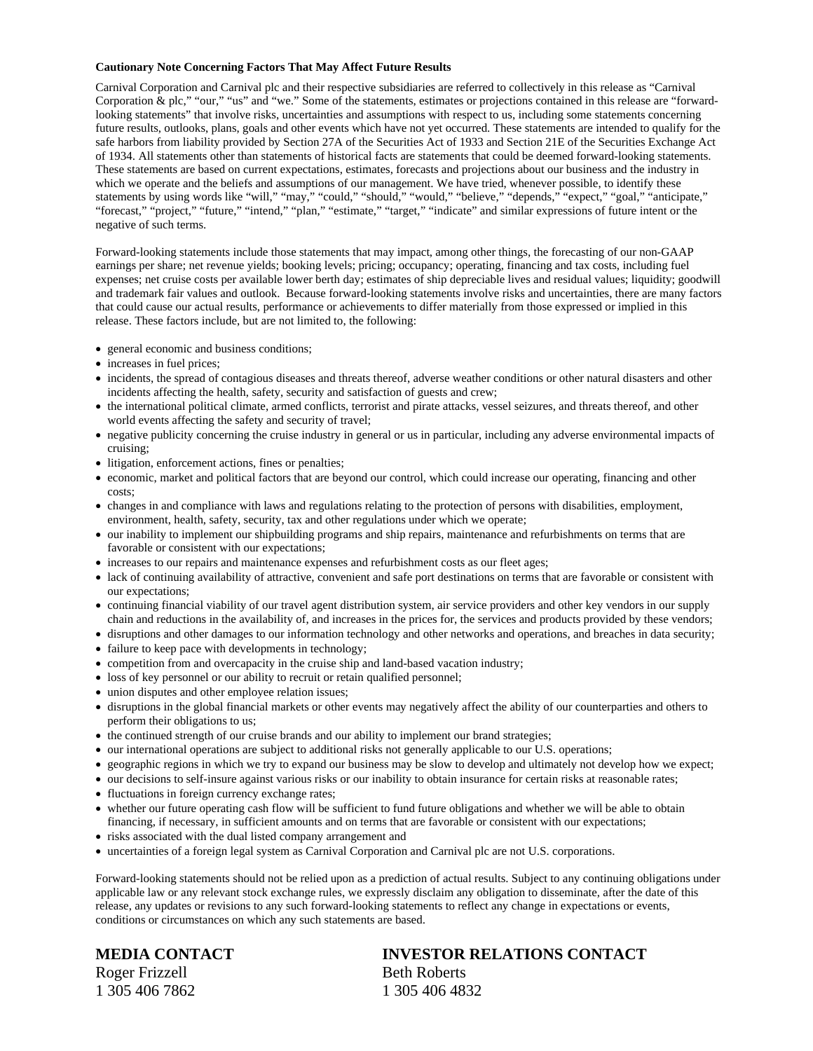**Cautionary Note Concerning Factors That May Affect Future Results**

Carnival Corporation and Carnival plc and their respective subsidiaries are referred to collectively in this release as "Carnival Corporation & plc," "our," "us" and "we." Some of the statements, estimates or projections contained in this release are "forward-looking statements" that involve risks, uncertainties and assumptions with respect to us, including some statements concerning future results, outlooks, plans, goals and other events which have not yet occurred. These statements are intended to qualify for the safe harbors from liability provided by Section 27A of the Securities Act of 1933 and Section 21E of the Securities Exchange Act of 1934. All statements other than statements of historical facts are statements that could be deemed forward-looking statements. These statements are based on current expectations, estimates, forecasts and projections about our business and the industry in which we operate and the beliefs and assumptions of our management. We have tried, whenever possible, to identify these statements by using words like "will," "may," "could," "should," "would," "believe," "depends," "expect," "goal," "anticipate," "forecast," "project," "future," "intend," "plan," "estimate," "target," "indicate" and similar expressions of future intent or the negative of such terms.

Forward-looking statements include those statements that may impact, among other things, the forecasting of our non-GAAP earnings per share; net revenue yields; booking levels; pricing; occupancy; operating, financing and tax costs, including fuel expenses; net cruise costs per available lower berth day; estimates of ship depreciable lives and residual values; liquidity; goodwill and trademark fair values and outlook. Because forward-looking statements involve risks and uncertainties, there are many factors that could cause our actual results, performance or achievements to differ materially from those expressed or implied in this release. These factors include, but are not limited to, the following:

- general economic and business conditions;
- increases in fuel prices;
- incidents, the spread of contagious diseases and threats thereof, adverse weather conditions or other natural disasters and other incidents affecting the health, safety, security and satisfaction of guests and crew;
- the international political climate, armed conflicts, terrorist and pirate attacks, vessel seizures, and threats thereof, and other world events affecting the safety and security of travel;
- negative publicity concerning the cruise industry in general or us in particular, including any adverse environmental impacts of cruising;
- litigation, enforcement actions, fines or penalties;
- economic, market and political factors that are beyond our control, which could increase our operating, financing and other costs;
- changes in and compliance with laws and regulations relating to the protection of persons with disabilities, employment, environment, health, safety, security, tax and other regulations under which we operate;
- our inability to implement our shipbuilding programs and ship repairs, maintenance and refurbishments on terms that are favorable or consistent with our expectations;
- increases to our repairs and maintenance expenses and refurbishment costs as our fleet ages;
- lack of continuing availability of attractive, convenient and safe port destinations on terms that are favorable or consistent with our expectations;
- continuing financial viability of our travel agent distribution system, air service providers and other key vendors in our supply chain and reductions in the availability of, and increases in the prices for, the services and products provided by these vendors;
- disruptions and other damages to our information technology and other networks and operations, and breaches in data security;
- failure to keep pace with developments in technology;
- competition from and overcapacity in the cruise ship and land-based vacation industry;
- loss of key personnel or our ability to recruit or retain qualified personnel;
- union disputes and other employee relation issues;
- disruptions in the global financial markets or other events may negatively affect the ability of our counterparties and others to perform their obligations to us;
- the continued strength of our cruise brands and our ability to implement our brand strategies;
- our international operations are subject to additional risks not generally applicable to our U.S. operations;
- geographic regions in which we try to expand our business may be slow to develop and ultimately not develop how we expect;
- our decisions to self-insure against various risks or our inability to obtain insurance for certain risks at reasonable rates;
- fluctuations in foreign currency exchange rates;
- whether our future operating cash flow will be sufficient to fund future obligations and whether we will be able to obtain financing, if necessary, in sufficient amounts and on terms that are favorable or consistent with our expectations;
- risks associated with the dual listed company arrangement and
- uncertainties of a foreign legal system as Carnival Corporation and Carnival plc are not U.S. corporations.

Forward-looking statements should not be relied upon as a prediction of actual results. Subject to any continuing obligations under applicable law or any relevant stock exchange rules, we expressly disclaim any obligation to disseminate, after the date of this release, any updates or revisions to any such forward-looking statements to reflect any change in expectations or events, conditions or circumstances on which any such statements are based.

**MEDIA CONTACT**
Roger Frizzell
1 305 406 7862

**INVESTOR RELATIONS CONTACT**
Beth Roberts
1 305 406 4832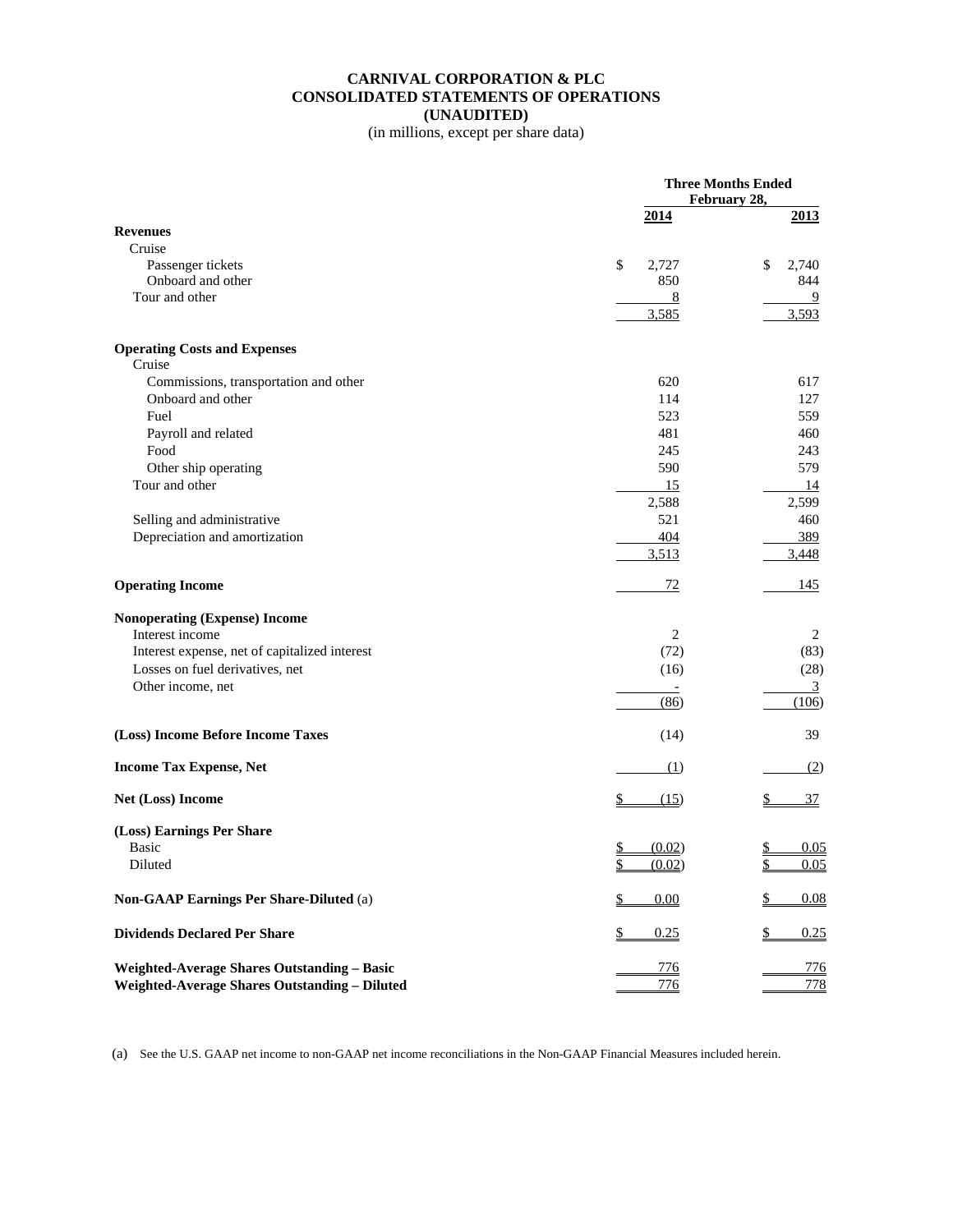# CARNIVAL CORPORATION & PLC
## CONSOLIDATED STATEMENTS OF OPERATIONS
## (UNAUDITED)

(in millions, except per share data)

| | Three Months Ended February 28, | |
|---|---|---|
| | **2014** | **2013** |
| **Revenues** | | |
| Cruise | | |
| Passenger tickets | $ 2,727 | $ 2,740 |
| Onboard and other | 850 | 844 |
| Tour and other | 8 | 9 |
| | 3,585 | 3,593 |
| **Operating Costs and Expenses** | | |
| Cruise | | |
| Commissions, transportation and other | 620 | 617 |
| Onboard and other | 114 | 127 |
| Fuel | 523 | 559 |
| Payroll and related | 481 | 460 |
| Food | 245 | 243 |
| Other ship operating | 590 | 579 |
| Tour and other | 15 | 14 |
| | 2,588 | 2,599 |
| Selling and administrative | 521 | 460 |
| Depreciation and amortization | 404 | 389 |
| | 3,513 | 3,448 |
| **Operating Income** | 72 | 145 |
| **Nonoperating (Expense) Income** | | |
| Interest income | 2 | 2 |
| Interest expense, net of capitalized interest | (72) | (83) |
| Losses on fuel derivatives, net | (16) | (28) |
| Other income, net | - | 3 |
| | (86) | (106) |
| **(Loss) Income Before Income Taxes** | (14) | 39 |
| **Income Tax Expense, Net** | (1) | (2) |
| **Net (Loss) Income** | $ (15) | $ 37 |
| **(Loss) Earnings Per Share** | | |
| Basic | $ (0.02) | $ 0.05 |
| Diluted | $ (0.02) | $ 0.05 |
| **Non-GAAP Earnings Per Share-Diluted** (a) | $ 0.00 | $ 0.08 |
| **Dividends Declared Per Share** | $ 0.25 | $ 0.25 |
| **Weighted-Average Shares Outstanding – Basic** | 776 | 776 |
| **Weighted-Average Shares Outstanding – Diluted** | 776 | 778 |

(a) See the U.S. GAAP net income to non-GAAP net income reconciliations in the Non-GAAP Financial Measures included herein.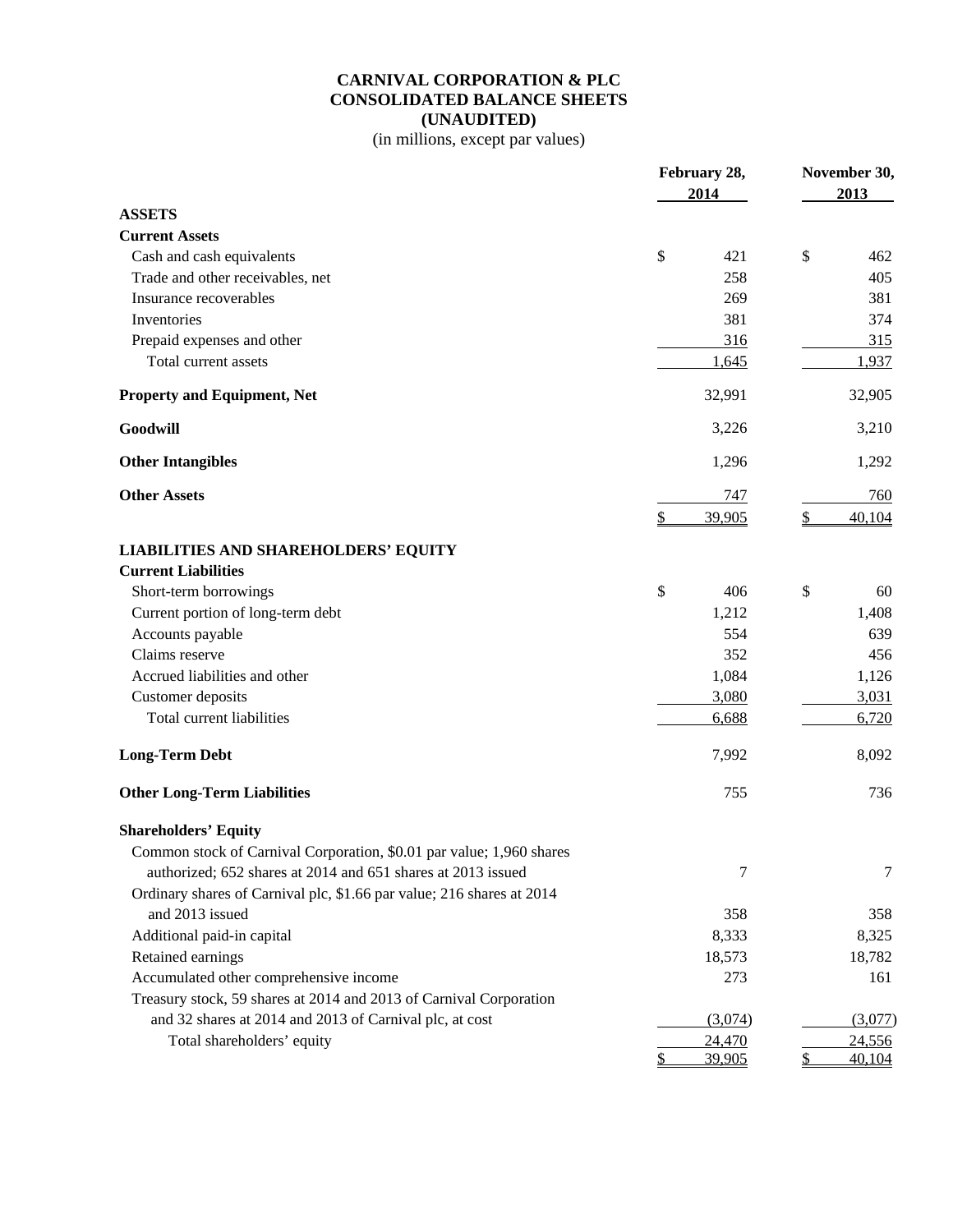# CARNIVAL CORPORATION & PLC
## CONSOLIDATED BALANCE SHEETS
## (UNAUDITED)
(in millions, except par values)

| | February 28, 2014 | November 30, 2013 |
|---|---|---|
| **ASSETS** | | |
| **Current Assets** | | |
| Cash and cash equivalents | $ 421 | $ 462 |
| Trade and other receivables, net | 258 | 405 |
| Insurance recoverables | 269 | 381 |
| Inventories | 381 | 374 |
| Prepaid expenses and other | 316 | 315 |
| Total current assets | 1,645 | 1,937 |
| **Property and Equipment, Net** | 32,991 | 32,905 |
| **Goodwill** | 3,226 | 3,210 |
| **Other Intangibles** | 1,296 | 1,292 |
| **Other Assets** | 747 | 760 |
| | $ 39,905 | $ 40,104 |
| **LIABILITIES AND SHAREHOLDERS' EQUITY** | | |
| **Current Liabilities** | | |
| Short-term borrowings | $ 406 | $ 60 |
| Current portion of long-term debt | 1,212 | 1,408 |
| Accounts payable | 554 | 639 |
| Claims reserve | 352 | 456 |
| Accrued liabilities and other | 1,084 | 1,126 |
| Customer deposits | 3,080 | 3,031 |
| Total current liabilities | 6,688 | 6,720 |
| **Long-Term Debt** | 7,992 | 8,092 |
| **Other Long-Term Liabilities** | 755 | 736 |
| **Shareholders' Equity** | | |
| Common stock of Carnival Corporation, $0.01 par value; 1,960 shares authorized; 652 shares at 2014 and 651 shares at 2013 issued | 7 | 7 |
| Ordinary shares of Carnival plc, $1.66 par value; 216 shares at 2014 and 2013 issued | 358 | 358 |
| Additional paid-in capital | 8,333 | 8,325 |
| Retained earnings | 18,573 | 18,782 |
| Accumulated other comprehensive income | 273 | 161 |
| Treasury stock, 59 shares at 2014 and 2013 of Carnival Corporation and 32 shares at 2014 and 2013 of Carnival plc, at cost | (3,074) | (3,077) |
| Total shareholders' equity | 24,470 | 24,556 |
| | $ 39,905 | $ 40,104 |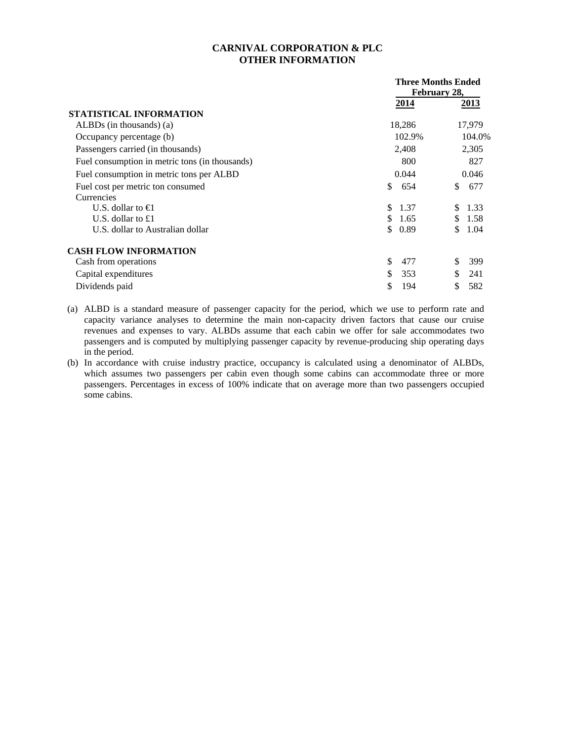# CARNIVAL CORPORATION & PLC
## OTHER INFORMATION

| | Three Months Ended February 28, | |
|---|---|---|
| | 2014 | 2013 |
| **STATISTICAL INFORMATION** | | |
| ALBDs (in thousands) (a) | 18,286 | 17,979 |
| Occupancy percentage (b) | 102.9% | 104.0% |
| Passengers carried (in thousands) | 2,408 | 2,305 |
| Fuel consumption in metric tons (in thousands) | 800 | 827 |
| Fuel consumption in metric tons per ALBD | 0.044 | 0.046 |
| Fuel cost per metric ton consumed | $ 654 | $ 677 |
| Currencies | | |
| U.S. dollar to €1 | $ 1.37 | $ 1.33 |
| U.S. dollar to £1 | $ 1.65 | $ 1.58 |
| U.S. dollar to Australian dollar | $ 0.89 | $ 1.04 |
| **CASH FLOW INFORMATION** | | |
| Cash from operations | $ 477 | $ 399 |
| Capital expenditures | $ 353 | $ 241 |
| Dividends paid | $ 194 | $ 582 |

(a) ALBD is a standard measure of passenger capacity for the period, which we use to perform rate and capacity variance analyses to determine the main non-capacity driven factors that cause our cruise revenues and expenses to vary. ALBDs assume that each cabin we offer for sale accommodates two passengers and is computed by multiplying passenger capacity by revenue-producing ship operating days in the period.

(b) In accordance with cruise industry practice, occupancy is calculated using a denominator of ALBDs, which assumes two passengers per cabin even though some cabins can accommodate three or more passengers. Percentages in excess of 100% indicate that on average more than two passengers occupied some cabins.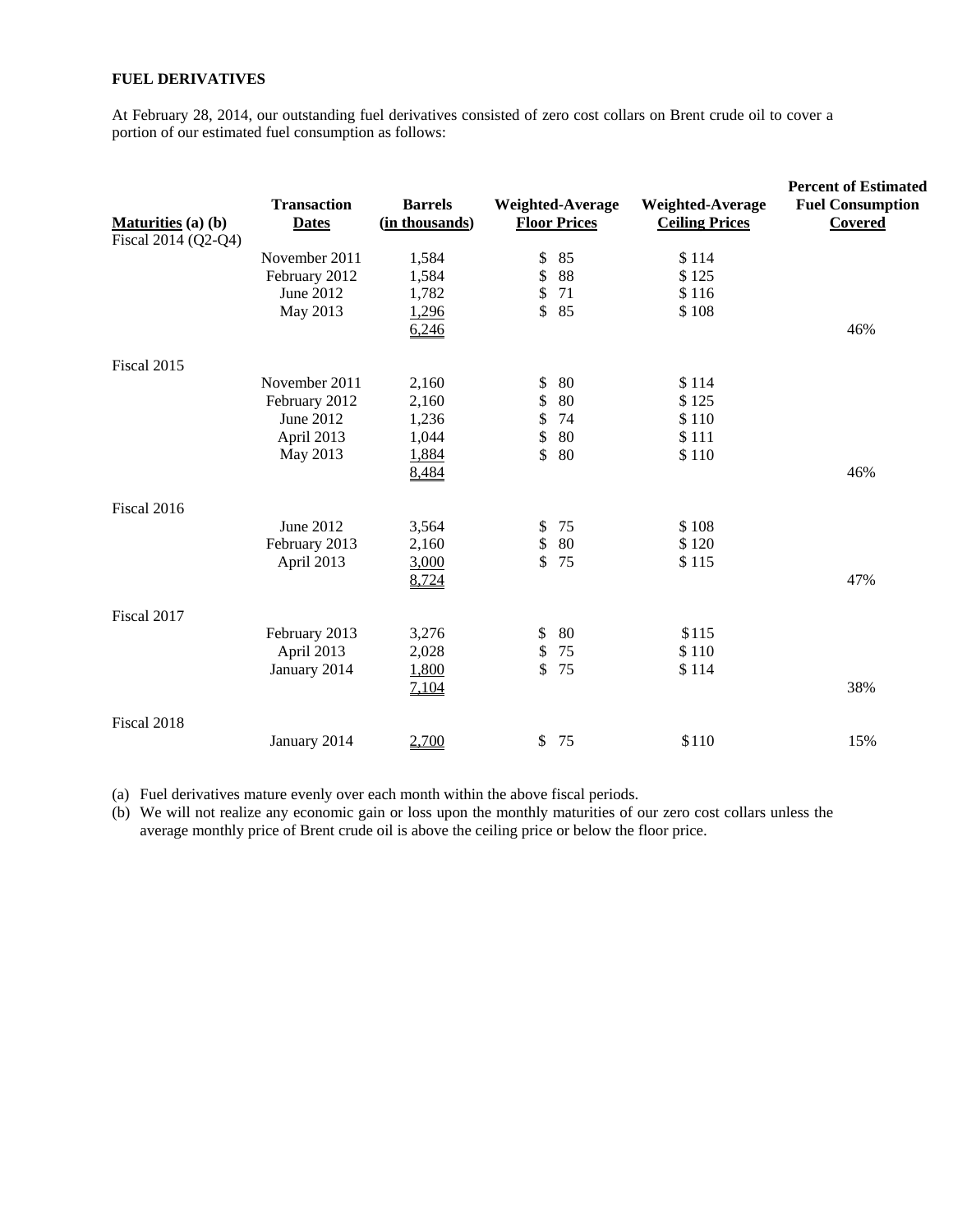**FUEL DERIVATIVES**

At February 28, 2014, our outstanding fuel derivatives consisted of zero cost collars on Brent crude oil to cover a portion of our estimated fuel consumption as follows:

| Maturities (a) (b) | Transaction Dates | Barrels (in thousands) | Weighted-Average Floor Prices | Weighted-Average Ceiling Prices | Percent of Estimated Fuel Consumption Covered |
|---|---|---|---|---|---|
| Fiscal 2014 (Q2-Q4) | | | | | |
| | November 2011 | 1,584 | $ 85 | $ 114 | |
| | February 2012 | 1,584 | $ 88 | $ 125 | |
| | June 2012 | 1,782 | $ 71 | $ 116 | |
| | May 2013 | 1,296 | $ 85 | $ 108 | |
| | | 6,246 | | | 46% |
| Fiscal 2015 | | | | | |
| | November 2011 | 2,160 | $ 80 | $ 114 | |
| | February 2012 | 2,160 | $ 80 | $ 125 | |
| | June 2012 | 1,236 | $ 74 | $ 110 | |
| | April 2013 | 1,044 | $ 80 | $ 111 | |
| | May 2013 | 1,884 | $ 80 | $ 110 | |
| | | 8,484 | | | 46% |
| Fiscal 2016 | | | | | |
| | June 2012 | 3,564 | $ 75 | $ 108 | |
| | February 2013 | 2,160 | $ 80 | $ 120 | |
| | April 2013 | 3,000 | $ 75 | $ 115 | |
| | | 8,724 | | | 47% |
| Fiscal 2017 | | | | | |
| | February 2013 | 3,276 | $ 80 | $115 | |
| | April 2013 | 2,028 | $ 75 | $ 110 | |
| | January 2014 | 1,800 | $ 75 | $ 114 | |
| | | 7,104 | | | 38% |
| Fiscal 2018 | | | | | |
| | January 2014 | 2,700 | $ 75 | $110 | 15% |

(a) Fuel derivatives mature evenly over each month within the above fiscal periods.

(b) We will not realize any economic gain or loss upon the monthly maturities of our zero cost collars unless the average monthly price of Brent crude oil is above the ceiling price or below the floor price.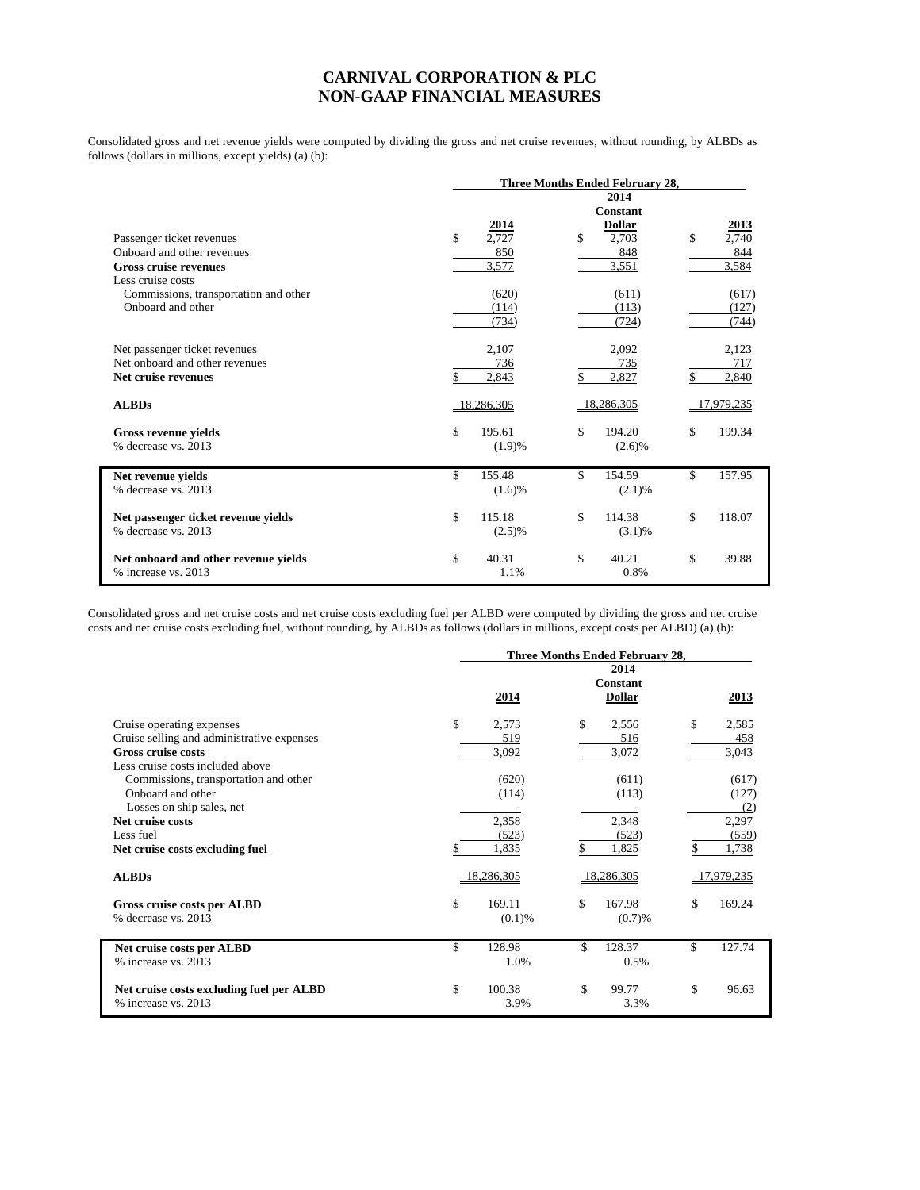# CARNIVAL CORPORATION & PLC
# NON-GAAP FINANCIAL MEASURES

Consolidated gross and net revenue yields were computed by dividing the gross and net cruise revenues, without rounding, by ALBDs as follows (dollars in millions, except yields) (a) (b):

| | Three Months Ended February 28, | | |
|---|---|---|---|
| | 2014 | 2014 Constant Dollar | 2013 |
| Passenger ticket revenues | $ 2,727 | $ 2,703 | $ 2,740 |
| Onboard and other revenues | 850 | 848 | 844 |
| **Gross cruise revenues** | 3,577 | 3,551 | 3,584 |
| Less cruise costs | | | |
| Commissions, transportation and other | (620) | (611) | (617) |
| Onboard and other | (114) | (113) | (127) |
| | (734) | (724) | (744) |
| Net passenger ticket revenues | 2,107 | 2,092 | 2,123 |
| Net onboard and other revenues | 736 | 735 | 717 |
| **Net cruise revenues** | $ 2,843 | $ 2,827 | $ 2,840 |
| **ALBDs** | 18,286,305 | 18,286,305 | 17,979,235 |
| **Gross revenue yields** | $ 195.61 | $ 194.20 | $ 199.34 |
| % decrease vs. 2013 | (1.9)% | (2.6)% | |
| **Net revenue yields** | $ 155.48 | $ 154.59 | $ 157.95 |
| % decrease vs. 2013 | (1.6)% | (2.1)% | |
| **Net passenger ticket revenue yields** | $ 115.18 | $ 114.38 | $ 118.07 |
| % decrease vs. 2013 | (2.5)% | (3.1)% | |
| **Net onboard and other revenue yields** | $ 40.31 | $ 40.21 | $ 39.88 |
| % increase vs. 2013 | 1.1% | 0.8% | |

Consolidated gross and net cruise costs and net cruise costs excluding fuel per ALBD were computed by dividing the gross and net cruise costs and net cruise costs excluding fuel, without rounding, by ALBDs as follows (dollars in millions, except costs per ALBD) (a) (b):

| | Three Months Ended February 28, | | |
|---|---|---|---|
| | 2014 | 2014 Constant Dollar | 2013 |
| Cruise operating expenses | $ 2,573 | $ 2,556 | $ 2,585 |
| Cruise selling and administrative expenses | 519 | 516 | 458 |
| **Gross cruise costs** | 3,092 | 3,072 | 3,043 |
| Less cruise costs included above | | | |
| Commissions, transportation and other | (620) | (611) | (617) |
| Onboard and other | (114) | (113) | (127) |
| Losses on ship sales, net | - | - | (2) |
| **Net cruise costs** | 2,358 | 2,348 | 2,297 |
| Less fuel | (523) | (523) | (559) |
| **Net cruise costs excluding fuel** | $ 1,835 | $ 1,825 | $ 1,738 |
| **ALBDs** | 18,286,305 | 18,286,305 | 17,979,235 |
| **Gross cruise costs per ALBD** | $ 169.11 | $ 167.98 | $ 169.24 |
| % decrease vs. 2013 | (0.1)% | (0.7)% | |
| **Net cruise costs per ALBD** | $ 128.98 | $ 128.37 | $ 127.74 |
| % increase vs. 2013 | 1.0% | 0.5% | |
| **Net cruise costs excluding fuel per ALBD** | $ 100.38 | $ 99.77 | $ 96.63 |
| % increase vs. 2013 | 3.9% | 3.3% | |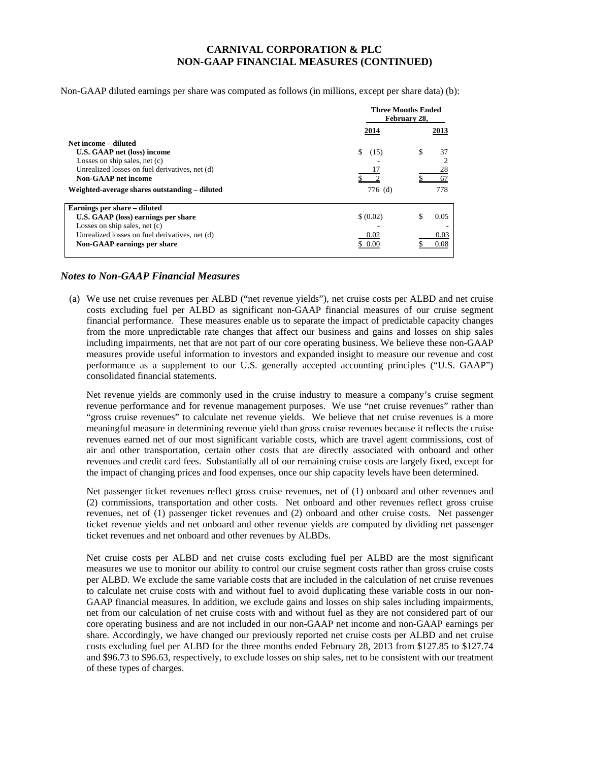## CARNIVAL CORPORATION & PLC
## NON-GAAP FINANCIAL MEASURES (CONTINUED)

Non-GAAP diluted earnings per share was computed as follows (in millions, except per share data) (b):

| | Three Months Ended February 28, | |
|---|---|---|
| | 2014 | 2013 |
| **Net income – diluted** | | |
| **U.S. GAAP net (loss) income** | $ (15) | $ 37 |
| Losses on ship sales, net (c) | - | 2 |
| Unrealized losses on fuel derivatives, net (d) | 17 | 28 |
| **Non-GAAP net income** | $ 2 | $ 67 |
| **Weighted-average shares outstanding – diluted** | 776 (d) | 778 |
| **Earnings per share – diluted** | | |
| **U.S. GAAP (loss) earnings per share** | $ (0.02) | $ 0.05 |
| Losses on ship sales, net (c) | - | - |
| Unrealized losses on fuel derivatives, net (d) | 0.02 | 0.03 |
| **Non-GAAP earnings per share** | $ 0.00 | $ 0.08 |

### *Notes to Non-GAAP Financial Measures*

(a) We use net cruise revenues per ALBD ("net revenue yields"), net cruise costs per ALBD and net cruise costs excluding fuel per ALBD as significant non-GAAP financial measures of our cruise segment financial performance. These measures enable us to separate the impact of predictable capacity changes from the more unpredictable rate changes that affect our business and gains and losses on ship sales including impairments, net that are not part of our core operating business. We believe these non-GAAP measures provide useful information to investors and expanded insight to measure our revenue and cost performance as a supplement to our U.S. generally accepted accounting principles ("U.S. GAAP") consolidated financial statements.

Net revenue yields are commonly used in the cruise industry to measure a company's cruise segment revenue performance and for revenue management purposes. We use "net cruise revenues" rather than "gross cruise revenues" to calculate net revenue yields. We believe that net cruise revenues is a more meaningful measure in determining revenue yield than gross cruise revenues because it reflects the cruise revenues earned net of our most significant variable costs, which are travel agent commissions, cost of air and other transportation, certain other costs that are directly associated with onboard and other revenues and credit card fees. Substantially all of our remaining cruise costs are largely fixed, except for the impact of changing prices and food expenses, once our ship capacity levels have been determined.

Net passenger ticket revenues reflect gross cruise revenues, net of (1) onboard and other revenues and (2) commissions, transportation and other costs. Net onboard and other revenues reflect gross cruise revenues, net of (1) passenger ticket revenues and (2) onboard and other cruise costs. Net passenger ticket revenue yields and net onboard and other revenue yields are computed by dividing net passenger ticket revenues and net onboard and other revenues by ALBDs.

Net cruise costs per ALBD and net cruise costs excluding fuel per ALBD are the most significant measures we use to monitor our ability to control our cruise segment costs rather than gross cruise costs per ALBD. We exclude the same variable costs that are included in the calculation of net cruise revenues to calculate net cruise costs with and without fuel to avoid duplicating these variable costs in our non-GAAP financial measures. In addition, we exclude gains and losses on ship sales including impairments, net from our calculation of net cruise costs with and without fuel as they are not considered part of our core operating business and are not included in our non-GAAP net income and non-GAAP earnings per share. Accordingly, we have changed our previously reported net cruise costs per ALBD and net cruise costs excluding fuel per ALBD for the three months ended February 28, 2013 from $127.85 to $127.74 and $96.73 to $96.63, respectively, to exclude losses on ship sales, net to be consistent with our treatment of these types of charges.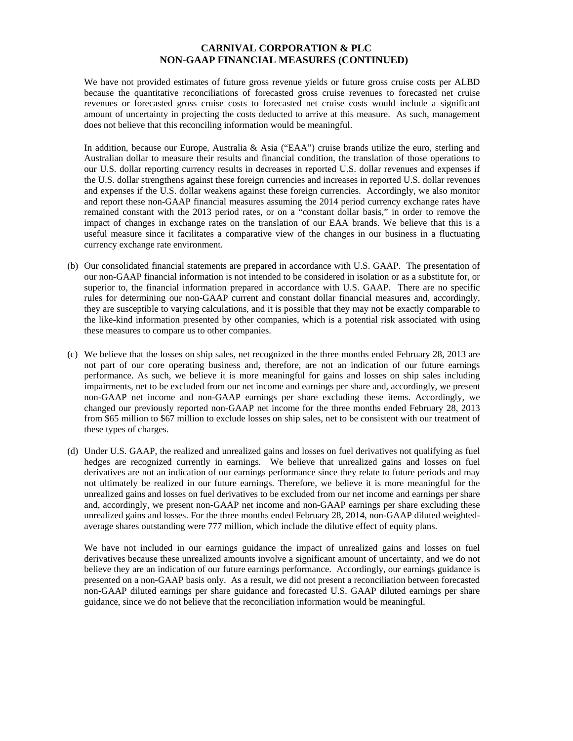**CARNIVAL CORPORATION & PLC**
**NON-GAAP FINANCIAL MEASURES (CONTINUED)**

We have not provided estimates of future gross revenue yields or future gross cruise costs per ALBD because the quantitative reconciliations of forecasted gross cruise revenues to forecasted net cruise revenues or forecasted gross cruise costs to forecasted net cruise costs would include a significant amount of uncertainty in projecting the costs deducted to arrive at this measure. As such, management does not believe that this reconciling information would be meaningful.

In addition, because our Europe, Australia & Asia ("EAA") cruise brands utilize the euro, sterling and Australian dollar to measure their results and financial condition, the translation of those operations to our U.S. dollar reporting currency results in decreases in reported U.S. dollar revenues and expenses if the U.S. dollar strengthens against these foreign currencies and increases in reported U.S. dollar revenues and expenses if the U.S. dollar weakens against these foreign currencies. Accordingly, we also monitor and report these non-GAAP financial measures assuming the 2014 period currency exchange rates have remained constant with the 2013 period rates, or on a "constant dollar basis," in order to remove the impact of changes in exchange rates on the translation of our EAA brands. We believe that this is a useful measure since it facilitates a comparative view of the changes in our business in a fluctuating currency exchange rate environment.

(b) Our consolidated financial statements are prepared in accordance with U.S. GAAP. The presentation of our non-GAAP financial information is not intended to be considered in isolation or as a substitute for, or superior to, the financial information prepared in accordance with U.S. GAAP. There are no specific rules for determining our non-GAAP current and constant dollar financial measures and, accordingly, they are susceptible to varying calculations, and it is possible that they may not be exactly comparable to the like-kind information presented by other companies, which is a potential risk associated with using these measures to compare us to other companies.

(c) We believe that the losses on ship sales, net recognized in the three months ended February 28, 2013 are not part of our core operating business and, therefore, are not an indication of our future earnings performance. As such, we believe it is more meaningful for gains and losses on ship sales including impairments, net to be excluded from our net income and earnings per share and, accordingly, we present non-GAAP net income and non-GAAP earnings per share excluding these items. Accordingly, we changed our previously reported non-GAAP net income for the three months ended February 28, 2013 from $65 million to $67 million to exclude losses on ship sales, net to be consistent with our treatment of these types of charges.

(d) Under U.S. GAAP, the realized and unrealized gains and losses on fuel derivatives not qualifying as fuel hedges are recognized currently in earnings. We believe that unrealized gains and losses on fuel derivatives are not an indication of our earnings performance since they relate to future periods and may not ultimately be realized in our future earnings. Therefore, we believe it is more meaningful for the unrealized gains and losses on fuel derivatives to be excluded from our net income and earnings per share and, accordingly, we present non-GAAP net income and non-GAAP earnings per share excluding these unrealized gains and losses. For the three months ended February 28, 2014, non-GAAP diluted weighted-average shares outstanding were 777 million, which include the dilutive effect of equity plans.

We have not included in our earnings guidance the impact of unrealized gains and losses on fuel derivatives because these unrealized amounts involve a significant amount of uncertainty, and we do not believe they are an indication of our future earnings performance. Accordingly, our earnings guidance is presented on a non-GAAP basis only. As a result, we did not present a reconciliation between forecasted non-GAAP diluted earnings per share guidance and forecasted U.S. GAAP diluted earnings per share guidance, since we do not believe that the reconciliation information would be meaningful.